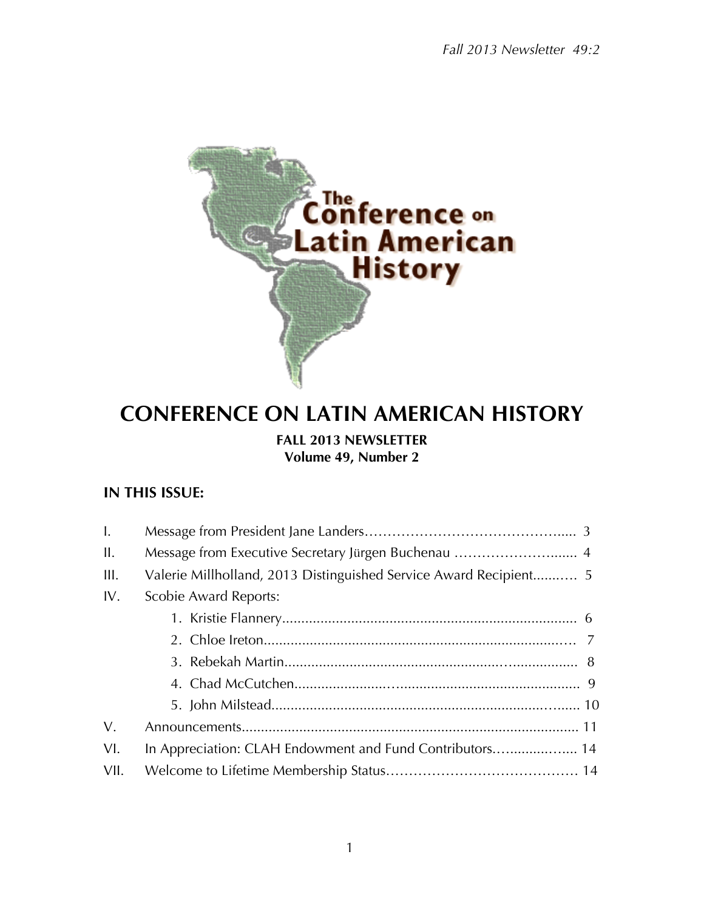# CONFERENCE ON LATIN AMERICAN HISTORY

**FALL 2013 NEWSLETTER**
**Volume 49, Number 2**

## IN THIS ISSUE:

I. Message from President Jane Landers..... 3

II. Message from Executive Secretary Jürgen Buchenau..... 4

III. Valerie Millholland, 2013 Distinguished Service Award Recipient..... 5

IV. Scobie Award Reports:

1. Kristie Flannery..... 6
2. Chloe Ireton..... 7
3. Rebekah Martin..... 8
4. Chad McCutchen..... 9
5. John Milstead..... 10

V. Announcements..... 11

VI. In Appreciation: CLAH Endowment and Fund Contributors..... 14

VII. Welcome to Lifetime Membership Status..... 14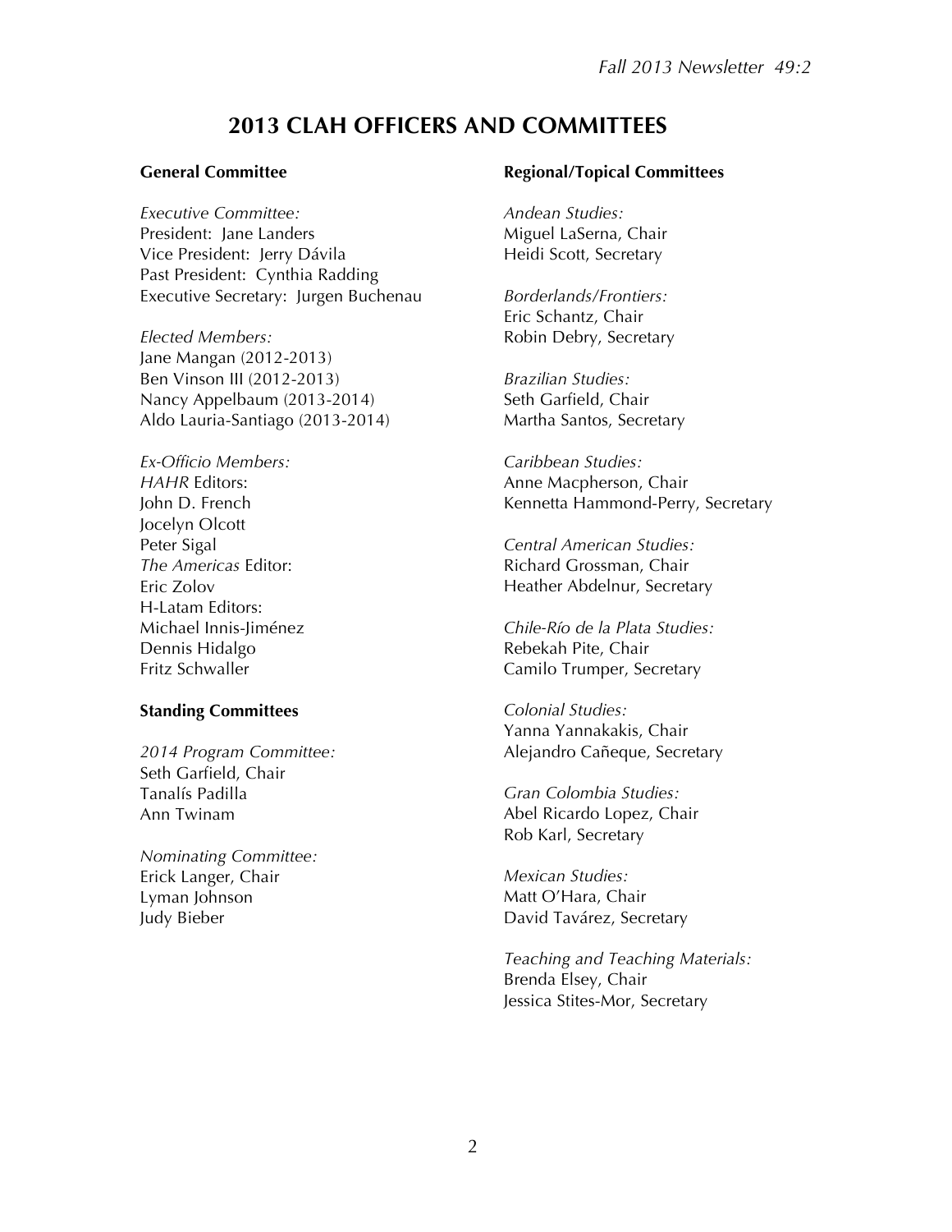# 2013 CLAH OFFICERS AND COMMITTEES

**General Committee**

*Executive Committee:*
President: Jane Landers
Vice President: Jerry Dávila
Past President: Cynthia Radding
Executive Secretary: Jurgen Buchenau

*Elected Members:*
Jane Mangan (2012-2013)
Ben Vinson III (2012-2013)
Nancy Appelbaum (2013-2014)
Aldo Lauria-Santiago (2013-2014)

*Ex-Officio Members:*
*HAHR* Editors:
John D. French
Jocelyn Olcott
Peter Sigal
*The Americas* Editor:
Eric Zolov
H-Latam Editors:
Michael Innis-Jiménez
Dennis Hidalgo
Fritz Schwaller

**Standing Committees**

*2014 Program Committee:*
Seth Garfield, Chair
Tanalís Padilla
Ann Twinam

*Nominating Committee:*
Erick Langer, Chair
Lyman Johnson
Judy Bieber

**Regional/Topical Committees**

*Andean Studies:*
Miguel LaSerna, Chair
Heidi Scott, Secretary

*Borderlands/Frontiers:*
Eric Schantz, Chair
Robin Debry, Secretary

*Brazilian Studies:*
Seth Garfield, Chair
Martha Santos, Secretary

*Caribbean Studies:*
Anne Macpherson, Chair
Kennetta Hammond-Perry, Secretary

*Central American Studies:*
Richard Grossman, Chair
Heather Abdelnur, Secretary

*Chile-Río de la Plata Studies:*
Rebekah Pite, Chair
Camilo Trumper, Secretary

*Colonial Studies:*
Yanna Yannakakis, Chair
Alejandro Cañeque, Secretary

*Gran Colombia Studies:*
Abel Ricardo Lopez, Chair
Rob Karl, Secretary

*Mexican Studies:*
Matt O'Hara, Chair
David Tavárez, Secretary

*Teaching and Teaching Materials:*
Brenda Elsey, Chair
Jessica Stites-Mor, Secretary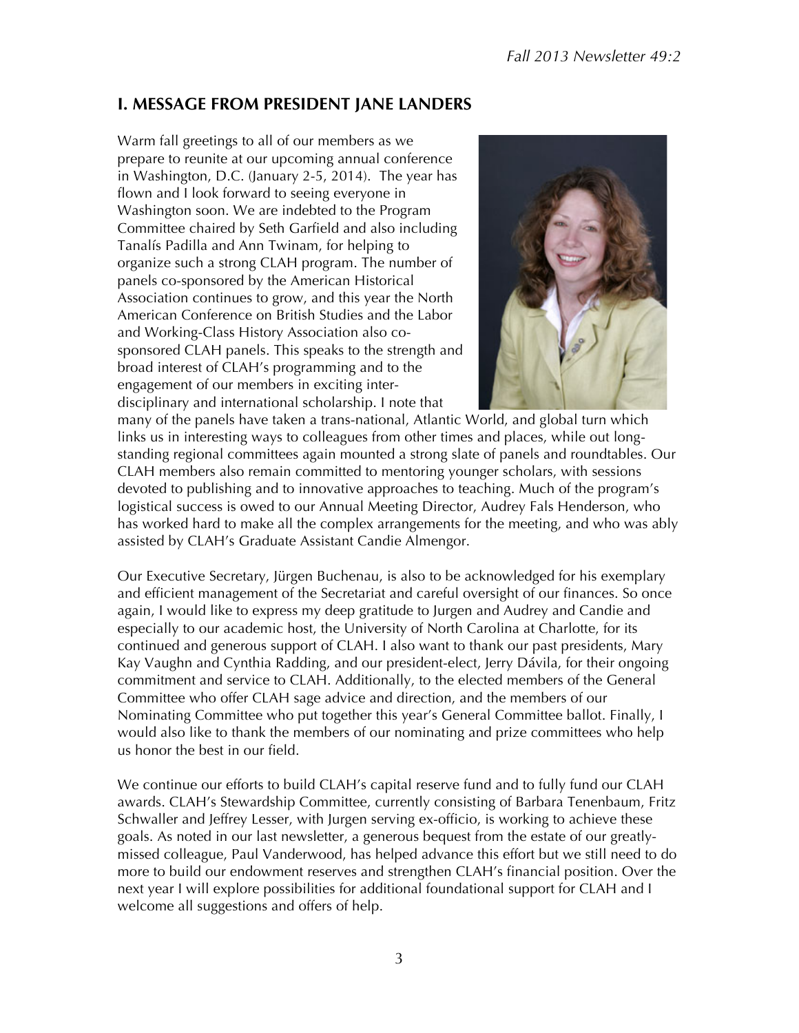## I. MESSAGE FROM PRESIDENT JANE LANDERS

Warm fall greetings to all of our members as we prepare to reunite at our upcoming annual conference in Washington, D.C. (January 2-5, 2014). The year has flown and I look forward to seeing everyone in Washington soon. We are indebted to the Program Committee chaired by Seth Garfield and also including Tanalís Padilla and Ann Twinam, for helping to organize such a strong CLAH program. The number of panels co-sponsored by the American Historical Association continues to grow, and this year the North American Conference on British Studies and the Labor and Working-Class History Association also co-sponsored CLAH panels. This speaks to the strength and broad interest of CLAH's programming and to the engagement of our members in exciting inter-disciplinary and international scholarship. I note that many of the panels have taken a trans-national, Atlantic World, and global turn which links us in interesting ways to colleagues from other times and places, while out long-standing regional committees again mounted a strong slate of panels and roundtables. Our CLAH members also remain committed to mentoring younger scholars, with sessions devoted to publishing and to innovative approaches to teaching. Much of the program's logistical success is owed to our Annual Meeting Director, Audrey Fals Henderson, who has worked hard to make all the complex arrangements for the meeting, and who was ably assisted by CLAH's Graduate Assistant Candie Almengor.

Our Executive Secretary, Jürgen Buchenau, is also to be acknowledged for his exemplary and efficient management of the Secretariat and careful oversight of our finances. So once again, I would like to express my deep gratitude to Jurgen and Audrey and Candie and especially to our academic host, the University of North Carolina at Charlotte, for its continued and generous support of CLAH. I also want to thank our past presidents, Mary Kay Vaughn and Cynthia Radding, and our president-elect, Jerry Dávila, for their ongoing commitment and service to CLAH. Additionally, to the elected members of the General Committee who offer CLAH sage advice and direction, and the members of our Nominating Committee who put together this year's General Committee ballot. Finally, I would also like to thank the members of our nominating and prize committees who help us honor the best in our field.

We continue our efforts to build CLAH's capital reserve fund and to fully fund our CLAH awards. CLAH's Stewardship Committee, currently consisting of Barbara Tenenbaum, Fritz Schwaller and Jeffrey Lesser, with Jurgen serving ex-officio, is working to achieve these goals. As noted in our last newsletter, a generous bequest from the estate of our greatly-missed colleague, Paul Vanderwood, has helped advance this effort but we still need to do more to build our endowment reserves and strengthen CLAH's financial position. Over the next year I will explore possibilities for additional foundational support for CLAH and I welcome all suggestions and offers of help.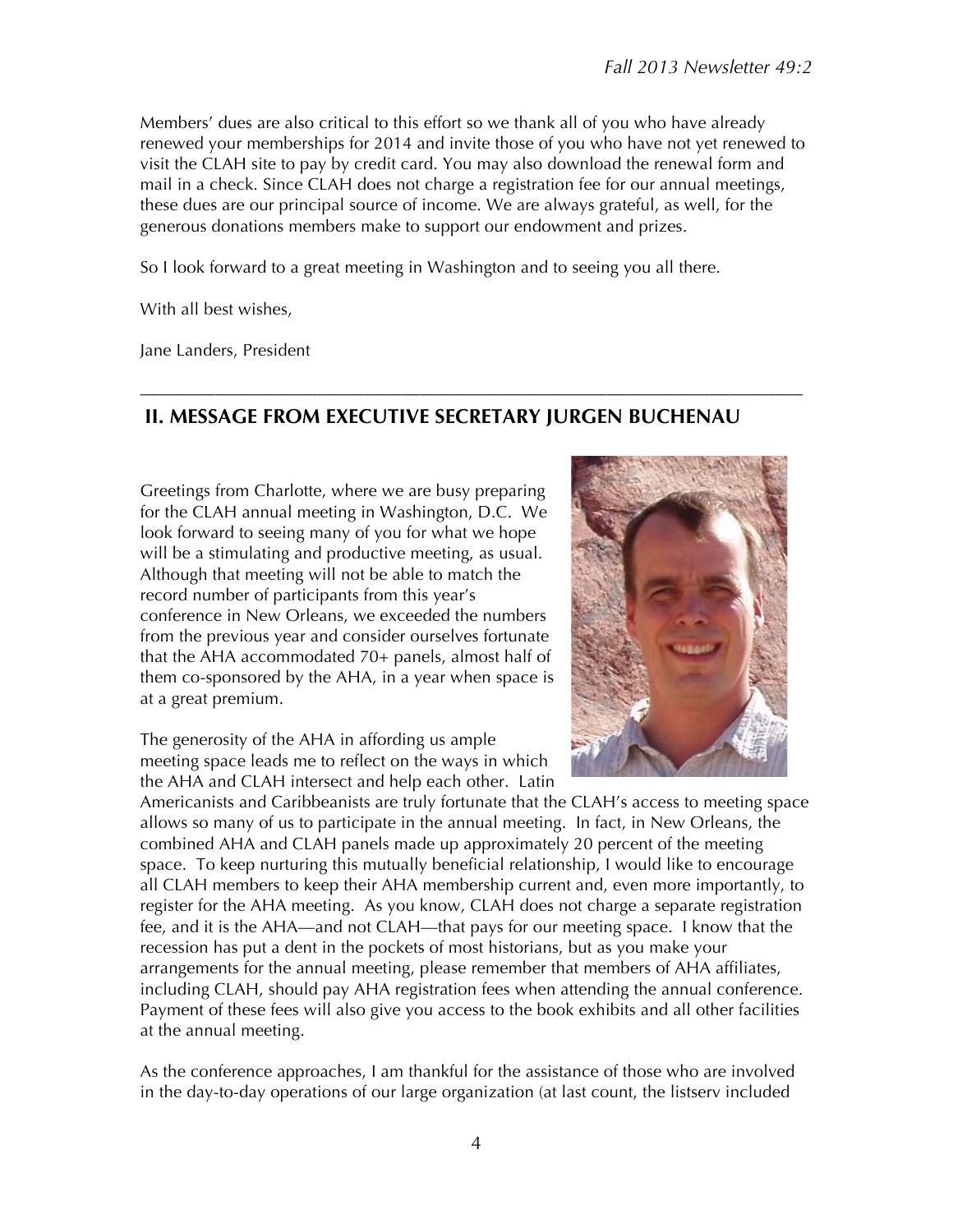Members' dues are also critical to this effort so we thank all of you who have already renewed your memberships for 2014 and invite those of you who have not yet renewed to visit the CLAH site to pay by credit card. You may also download the renewal form and mail in a check. Since CLAH does not charge a registration fee for our annual meetings, these dues are our principal source of income. We are always grateful, as well, for the generous donations members make to support our endowment and prizes.

So I look forward to a great meeting in Washington and to seeing you all there.

With all best wishes,

Jane Landers, President

---

## II. MESSAGE FROM EXECUTIVE SECRETARY JURGEN BUCHENAU

Greetings from Charlotte, where we are busy preparing for the CLAH annual meeting in Washington, D.C. We look forward to seeing many of you for what we hope will be a stimulating and productive meeting, as usual. Although that meeting will not be able to match the record number of participants from this year's conference in New Orleans, we exceeded the numbers from the previous year and consider ourselves fortunate that the AHA accommodated 70+ panels, almost half of them co-sponsored by the AHA, in a year when space is at a great premium.

The generosity of the AHA in affording us ample meeting space leads me to reflect on the ways in which the AHA and CLAH intersect and help each other. Latin Americanists and Caribbeanists are truly fortunate that the CLAH's access to meeting space allows so many of us to participate in the annual meeting. In fact, in New Orleans, the combined AHA and CLAH panels made up approximately 20 percent of the meeting space. To keep nurturing this mutually beneficial relationship, I would like to encourage all CLAH members to keep their AHA membership current and, even more importantly, to register for the AHA meeting. As you know, CLAH does not charge a separate registration fee, and it is the AHA—and not CLAH—that pays for our meeting space. I know that the recession has put a dent in the pockets of most historians, but as you make your arrangements for the annual meeting, please remember that members of AHA affiliates, including CLAH, should pay AHA registration fees when attending the annual conference. Payment of these fees will also give you access to the book exhibits and all other facilities at the annual meeting.

As the conference approaches, I am thankful for the assistance of those who are involved in the day-to-day operations of our large organization (at last count, the listserv included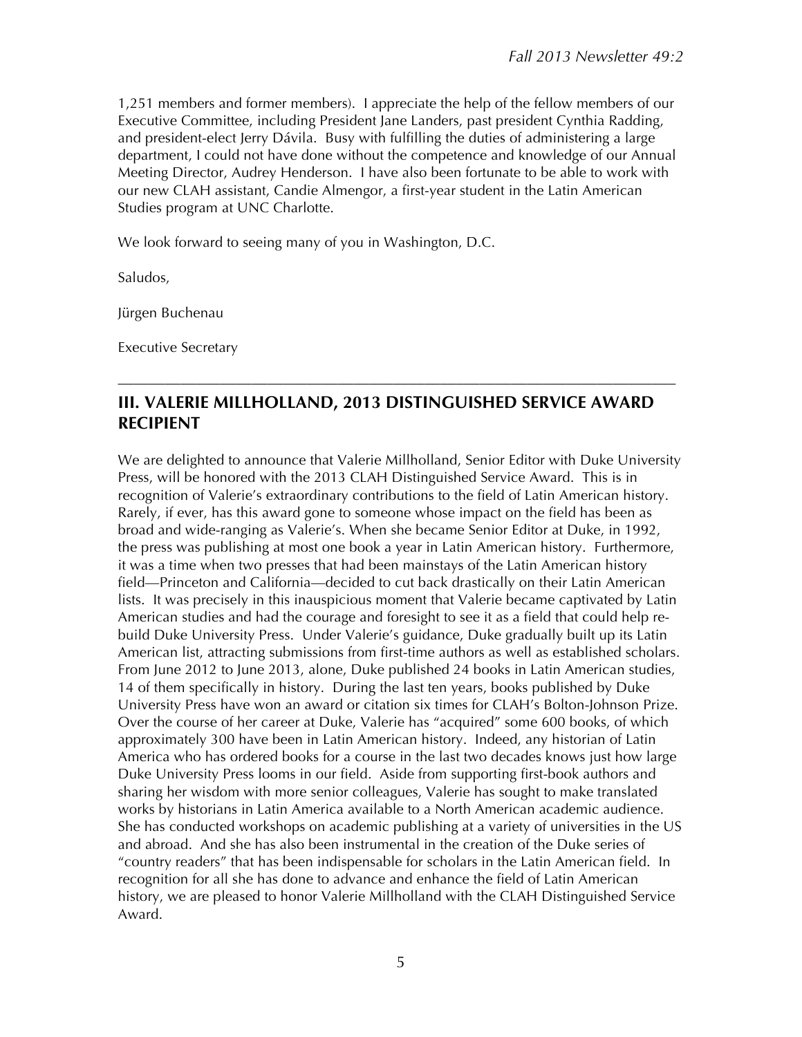1,251 members and former members). I appreciate the help of the fellow members of our Executive Committee, including President Jane Landers, past president Cynthia Radding, and president-elect Jerry Dávila. Busy with fulfilling the duties of administering a large department, I could not have done without the competence and knowledge of our Annual Meeting Director, Audrey Henderson. I have also been fortunate to be able to work with our new CLAH assistant, Candie Almengor, a first-year student in the Latin American Studies program at UNC Charlotte.

We look forward to seeing many of you in Washington, D.C.

Saludos,

Jürgen Buchenau

Executive Secretary

---

## III. VALERIE MILLHOLLAND, 2013 DISTINGUISHED SERVICE AWARD RECIPIENT

We are delighted to announce that Valerie Millholland, Senior Editor with Duke University Press, will be honored with the 2013 CLAH Distinguished Service Award. This is in recognition of Valerie's extraordinary contributions to the field of Latin American history. Rarely, if ever, has this award gone to someone whose impact on the field has been as broad and wide-ranging as Valerie's. When she became Senior Editor at Duke, in 1992, the press was publishing at most one book a year in Latin American history. Furthermore, it was a time when two presses that had been mainstays of the Latin American history field—Princeton and California—decided to cut back drastically on their Latin American lists. It was precisely in this inauspicious moment that Valerie became captivated by Latin American studies and had the courage and foresight to see it as a field that could help re-build Duke University Press. Under Valerie's guidance, Duke gradually built up its Latin American list, attracting submissions from first-time authors as well as established scholars. From June 2012 to June 2013, alone, Duke published 24 books in Latin American studies, 14 of them specifically in history. During the last ten years, books published by Duke University Press have won an award or citation six times for CLAH's Bolton-Johnson Prize. Over the course of her career at Duke, Valerie has "acquired" some 600 books, of which approximately 300 have been in Latin American history. Indeed, any historian of Latin America who has ordered books for a course in the last two decades knows just how large Duke University Press looms in our field. Aside from supporting first-book authors and sharing her wisdom with more senior colleagues, Valerie has sought to make translated works by historians in Latin America available to a North American academic audience. She has conducted workshops on academic publishing at a variety of universities in the US and abroad. And she has also been instrumental in the creation of the Duke series of "country readers" that has been indispensable for scholars in the Latin American field. In recognition for all she has done to advance and enhance the field of Latin American history, we are pleased to honor Valerie Millholland with the CLAH Distinguished Service Award.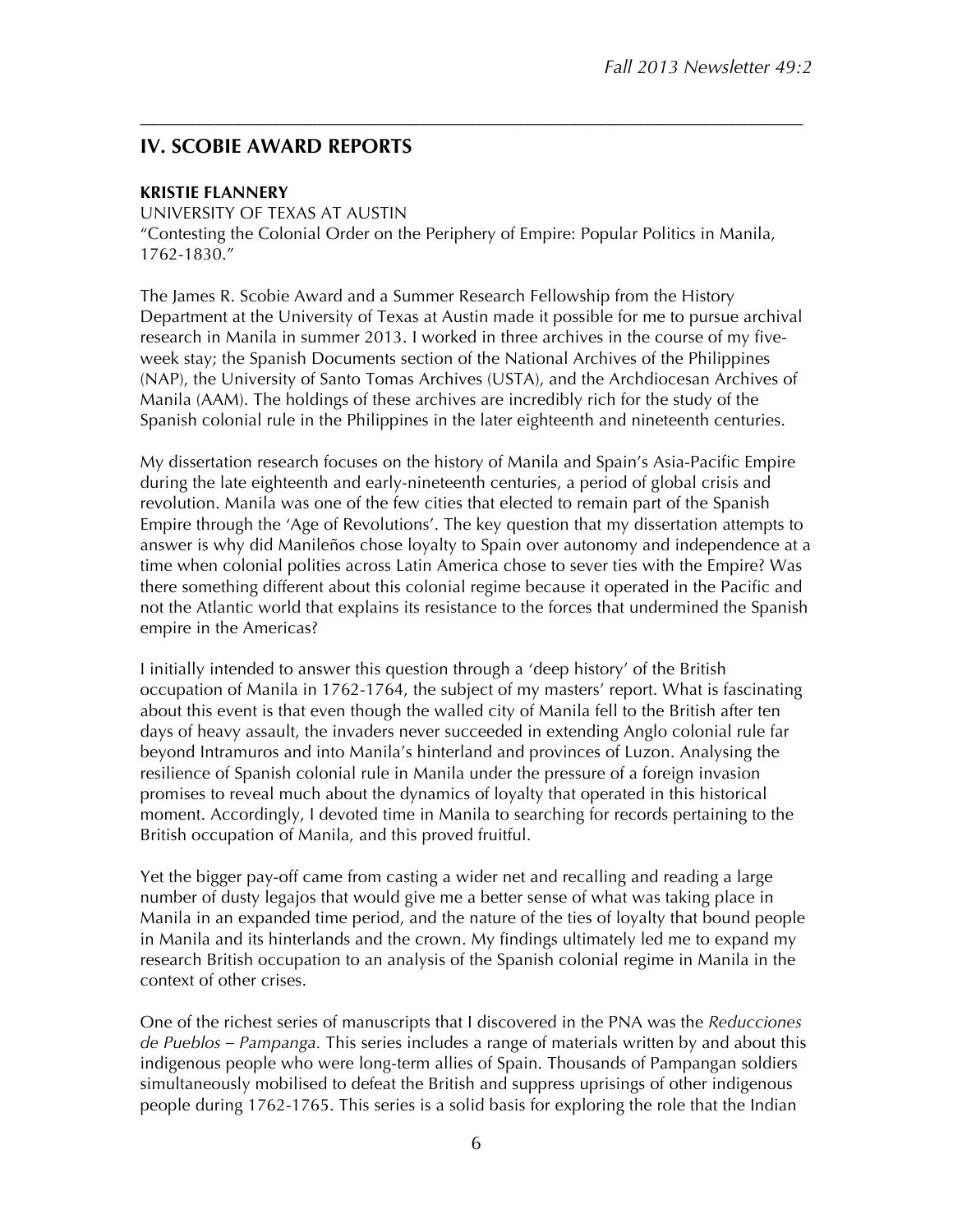## IV. SCOBIE AWARD REPORTS

**KRISTIE FLANNERY**

UNIVERSITY OF TEXAS AT AUSTIN

"Contesting the Colonial Order on the Periphery of Empire: Popular Politics in Manila, 1762-1830."

The James R. Scobie Award and a Summer Research Fellowship from the History Department at the University of Texas at Austin made it possible for me to pursue archival research in Manila in summer 2013. I worked in three archives in the course of my five-week stay; the Spanish Documents section of the National Archives of the Philippines (NAP), the University of Santo Tomas Archives (USTA), and the Archdiocesan Archives of Manila (AAM). The holdings of these archives are incredibly rich for the study of the Spanish colonial rule in the Philippines in the later eighteenth and nineteenth centuries.

My dissertation research focuses on the history of Manila and Spain's Asia-Pacific Empire during the late eighteenth and early-nineteenth centuries, a period of global crisis and revolution. Manila was one of the few cities that elected to remain part of the Spanish Empire through the 'Age of Revolutions'. The key question that my dissertation attempts to answer is why did Manileños chose loyalty to Spain over autonomy and independence at a time when colonial polities across Latin America chose to sever ties with the Empire? Was there something different about this colonial regime because it operated in the Pacific and not the Atlantic world that explains its resistance to the forces that undermined the Spanish empire in the Americas?

I initially intended to answer this question through a 'deep history' of the British occupation of Manila in 1762-1764, the subject of my masters' report. What is fascinating about this event is that even though the walled city of Manila fell to the British after ten days of heavy assault, the invaders never succeeded in extending Anglo colonial rule far beyond Intramuros and into Manila's hinterland and provinces of Luzon. Analysing the resilience of Spanish colonial rule in Manila under the pressure of a foreign invasion promises to reveal much about the dynamics of loyalty that operated in this historical moment. Accordingly, I devoted time in Manila to searching for records pertaining to the British occupation of Manila, and this proved fruitful.

Yet the bigger pay-off came from casting a wider net and recalling and reading a large number of dusty legajos that would give me a better sense of what was taking place in Manila in an expanded time period, and the nature of the ties of loyalty that bound people in Manila and its hinterlands and the crown. My findings ultimately led me to expand my research British occupation to an analysis of the Spanish colonial regime in Manila in the context of other crises.

One of the richest series of manuscripts that I discovered in the PNA was the *Reducciones de Pueblos – Pampanga.* This series includes a range of materials written by and about this indigenous people who were long-term allies of Spain. Thousands of Pampangan soldiers simultaneously mobilised to defeat the British and suppress uprisings of other indigenous people during 1762-1765. This series is a solid basis for exploring the role that the Indian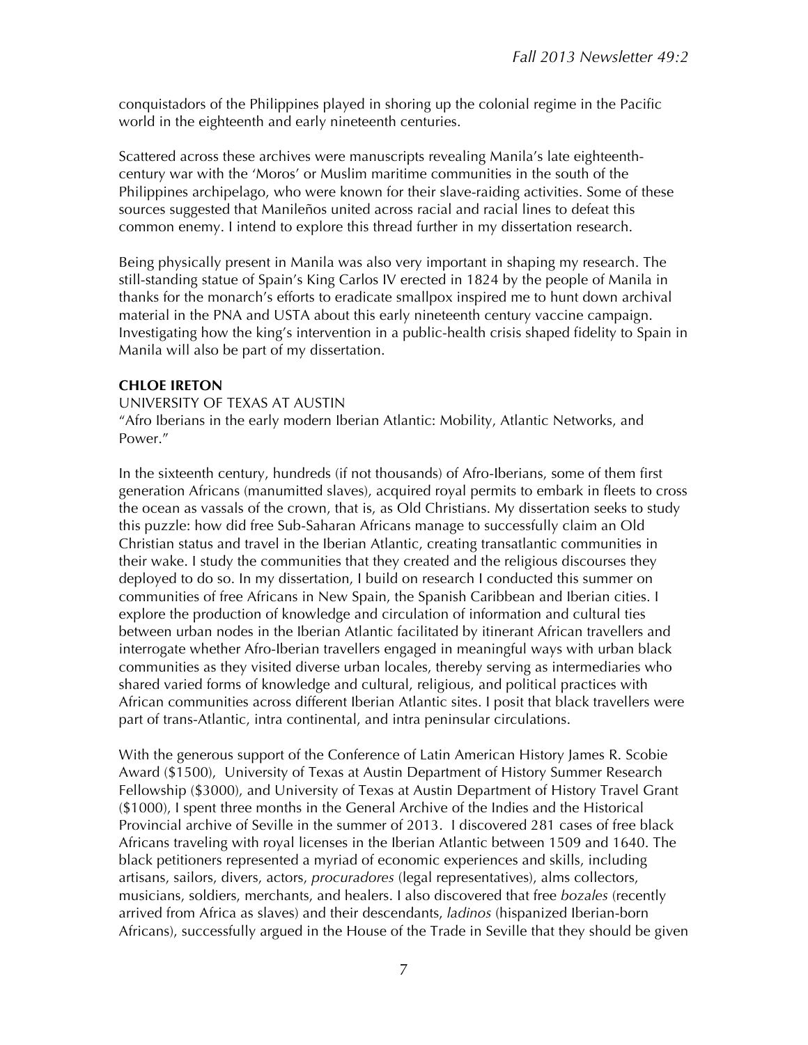conquistadors of the Philippines played in shoring up the colonial regime in the Pacific world in the eighteenth and early nineteenth centuries.

Scattered across these archives were manuscripts revealing Manila's late eighteenth-century war with the 'Moros' or Muslim maritime communities in the south of the Philippines archipelago, who were known for their slave-raiding activities. Some of these sources suggested that Manileños united across racial and racial lines to defeat this common enemy. I intend to explore this thread further in my dissertation research.

Being physically present in Manila was also very important in shaping my research. The still-standing statue of Spain's King Carlos IV erected in 1824 by the people of Manila in thanks for the monarch's efforts to eradicate smallpox inspired me to hunt down archival material in the PNA and USTA about this early nineteenth century vaccine campaign. Investigating how the king's intervention in a public-health crisis shaped fidelity to Spain in Manila will also be part of my dissertation.

**CHLOE IRETON**
UNIVERSITY OF TEXAS AT AUSTIN
"Afro Iberians in the early modern Iberian Atlantic: Mobility, Atlantic Networks, and Power."

In the sixteenth century, hundreds (if not thousands) of Afro-Iberians, some of them first generation Africans (manumitted slaves), acquired royal permits to embark in fleets to cross the ocean as vassals of the crown, that is, as Old Christians. My dissertation seeks to study this puzzle: how did free Sub-Saharan Africans manage to successfully claim an Old Christian status and travel in the Iberian Atlantic, creating transatlantic communities in their wake. I study the communities that they created and the religious discourses they deployed to do so. In my dissertation, I build on research I conducted this summer on communities of free Africans in New Spain, the Spanish Caribbean and Iberian cities. I explore the production of knowledge and circulation of information and cultural ties between urban nodes in the Iberian Atlantic facilitated by itinerant African travellers and interrogate whether Afro-Iberian travellers engaged in meaningful ways with urban black communities as they visited diverse urban locales, thereby serving as intermediaries who shared varied forms of knowledge and cultural, religious, and political practices with African communities across different Iberian Atlantic sites. I posit that black travellers were part of trans-Atlantic, intra continental, and intra peninsular circulations.

With the generous support of the Conference of Latin American History James R. Scobie Award ($1500), University of Texas at Austin Department of History Summer Research Fellowship ($3000), and University of Texas at Austin Department of History Travel Grant ($1000), I spent three months in the General Archive of the Indies and the Historical Provincial archive of Seville in the summer of 2013. I discovered 281 cases of free black Africans traveling with royal licenses in the Iberian Atlantic between 1509 and 1640. The black petitioners represented a myriad of economic experiences and skills, including artisans, sailors, divers, actors, *procuradores* (legal representatives), alms collectors, musicians, soldiers, merchants, and healers. I also discovered that free *bozales* (recently arrived from Africa as slaves) and their descendants, *ladinos* (hispanized Iberian-born Africans), successfully argued in the House of the Trade in Seville that they should be given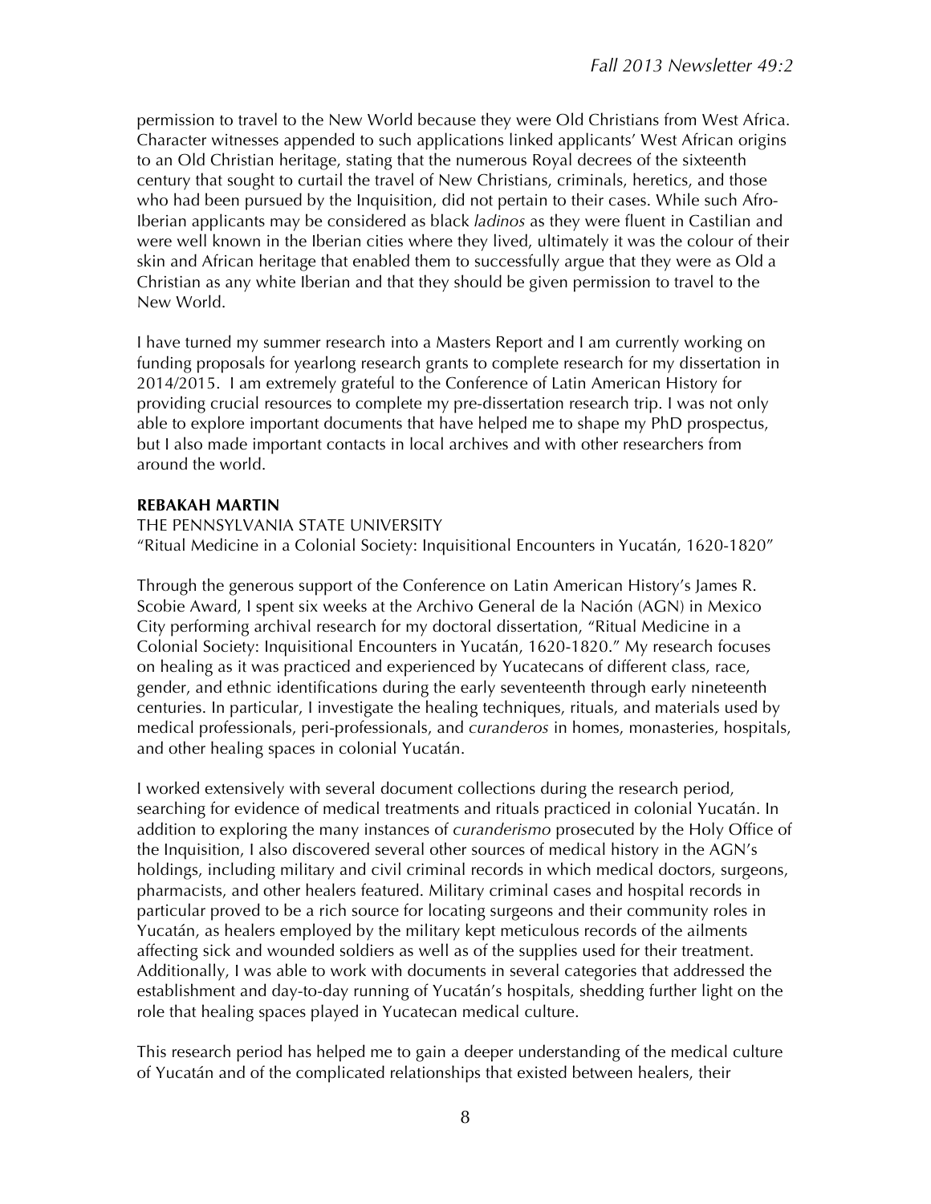permission to travel to the New World because they were Old Christians from West Africa. Character witnesses appended to such applications linked applicants' West African origins to an Old Christian heritage, stating that the numerous Royal decrees of the sixteenth century that sought to curtail the travel of New Christians, criminals, heretics, and those who had been pursued by the Inquisition, did not pertain to their cases. While such Afro-Iberian applicants may be considered as black *ladinos* as they were fluent in Castilian and were well known in the Iberian cities where they lived, ultimately it was the colour of their skin and African heritage that enabled them to successfully argue that they were as Old a Christian as any white Iberian and that they should be given permission to travel to the New World.

I have turned my summer research into a Masters Report and I am currently working on funding proposals for yearlong research grants to complete research for my dissertation in 2014/2015. I am extremely grateful to the Conference of Latin American History for providing crucial resources to complete my pre-dissertation research trip. I was not only able to explore important documents that have helped me to shape my PhD prospectus, but I also made important contacts in local archives and with other researchers from around the world.

**REBAKAH MARTIN**
THE PENNSYLVANIA STATE UNIVERSITY
"Ritual Medicine in a Colonial Society: Inquisitional Encounters in Yucatán, 1620-1820"

Through the generous support of the Conference on Latin American History's James R. Scobie Award, I spent six weeks at the Archivo General de la Nación (AGN) in Mexico City performing archival research for my doctoral dissertation, "Ritual Medicine in a Colonial Society: Inquisitional Encounters in Yucatán, 1620-1820." My research focuses on healing as it was practiced and experienced by Yucatecans of different class, race, gender, and ethnic identifications during the early seventeenth through early nineteenth centuries. In particular, I investigate the healing techniques, rituals, and materials used by medical professionals, peri-professionals, and *curanderos* in homes, monasteries, hospitals, and other healing spaces in colonial Yucatán.

I worked extensively with several document collections during the research period, searching for evidence of medical treatments and rituals practiced in colonial Yucatán. In addition to exploring the many instances of *curanderismo* prosecuted by the Holy Office of the Inquisition, I also discovered several other sources of medical history in the AGN's holdings, including military and civil criminal records in which medical doctors, surgeons, pharmacists, and other healers featured. Military criminal cases and hospital records in particular proved to be a rich source for locating surgeons and their community roles in Yucatán, as healers employed by the military kept meticulous records of the ailments affecting sick and wounded soldiers as well as of the supplies used for their treatment. Additionally, I was able to work with documents in several categories that addressed the establishment and day-to-day running of Yucatán's hospitals, shedding further light on the role that healing spaces played in Yucatecan medical culture.

This research period has helped me to gain a deeper understanding of the medical culture of Yucatán and of the complicated relationships that existed between healers, their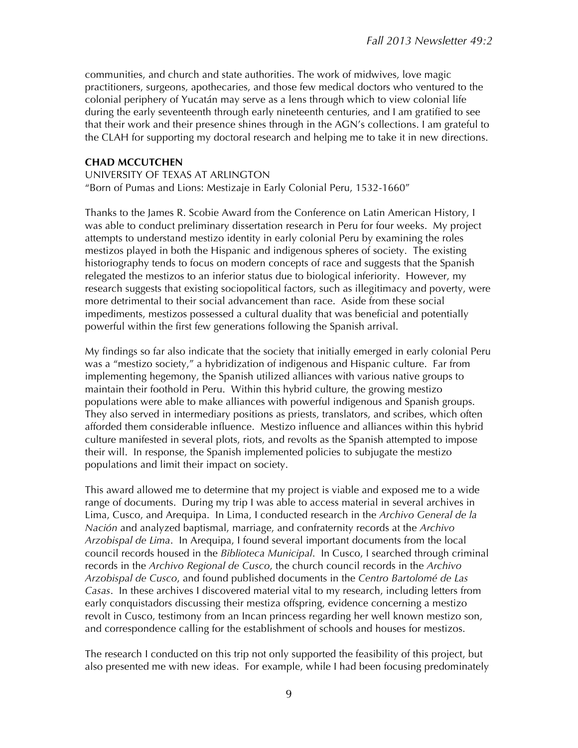communities, and church and state authorities. The work of midwives, love magic practitioners, surgeons, apothecaries, and those few medical doctors who ventured to the colonial periphery of Yucatán may serve as a lens through which to view colonial life during the early seventeenth through early nineteenth centuries, and I am gratified to see that their work and their presence shines through in the AGN's collections. I am grateful to the CLAH for supporting my doctoral research and helping me to take it in new directions.

**CHAD MCCUTCHEN**

UNIVERSITY OF TEXAS AT ARLINGTON

"Born of Pumas and Lions: Mestizaje in Early Colonial Peru, 1532-1660"

Thanks to the James R. Scobie Award from the Conference on Latin American History, I was able to conduct preliminary dissertation research in Peru for four weeks. My project attempts to understand mestizo identity in early colonial Peru by examining the roles mestizos played in both the Hispanic and indigenous spheres of society. The existing historiography tends to focus on modern concepts of race and suggests that the Spanish relegated the mestizos to an inferior status due to biological inferiority. However, my research suggests that existing sociopolitical factors, such as illegitimacy and poverty, were more detrimental to their social advancement than race. Aside from these social impediments, mestizos possessed a cultural duality that was beneficial and potentially powerful within the first few generations following the Spanish arrival.

My findings so far also indicate that the society that initially emerged in early colonial Peru was a "mestizo society," a hybridization of indigenous and Hispanic culture. Far from implementing hegemony, the Spanish utilized alliances with various native groups to maintain their foothold in Peru. Within this hybrid culture, the growing mestizo populations were able to make alliances with powerful indigenous and Spanish groups. They also served in intermediary positions as priests, translators, and scribes, which often afforded them considerable influence. Mestizo influence and alliances within this hybrid culture manifested in several plots, riots, and revolts as the Spanish attempted to impose their will. In response, the Spanish implemented policies to subjugate the mestizo populations and limit their impact on society.

This award allowed me to determine that my project is viable and exposed me to a wide range of documents. During my trip I was able to access material in several archives in Lima, Cusco, and Arequipa. In Lima, I conducted research in the *Archivo General de la Nación* and analyzed baptismal, marriage, and confraternity records at the *Archivo Arzobispal de Lima*. In Arequipa, I found several important documents from the local council records housed in the *Biblioteca Municipal*. In Cusco, I searched through criminal records in the *Archivo Regional de Cusco*, the church council records in the *Archivo Arzobispal de Cusco*, and found published documents in the *Centro Bartolomé de Las Casas*. In these archives I discovered material vital to my research, including letters from early conquistadors discussing their mestiza offspring, evidence concerning a mestizo revolt in Cusco, testimony from an Incan princess regarding her well known mestizo son, and correspondence calling for the establishment of schools and houses for mestizos.

The research I conducted on this trip not only supported the feasibility of this project, but also presented me with new ideas. For example, while I had been focusing predominately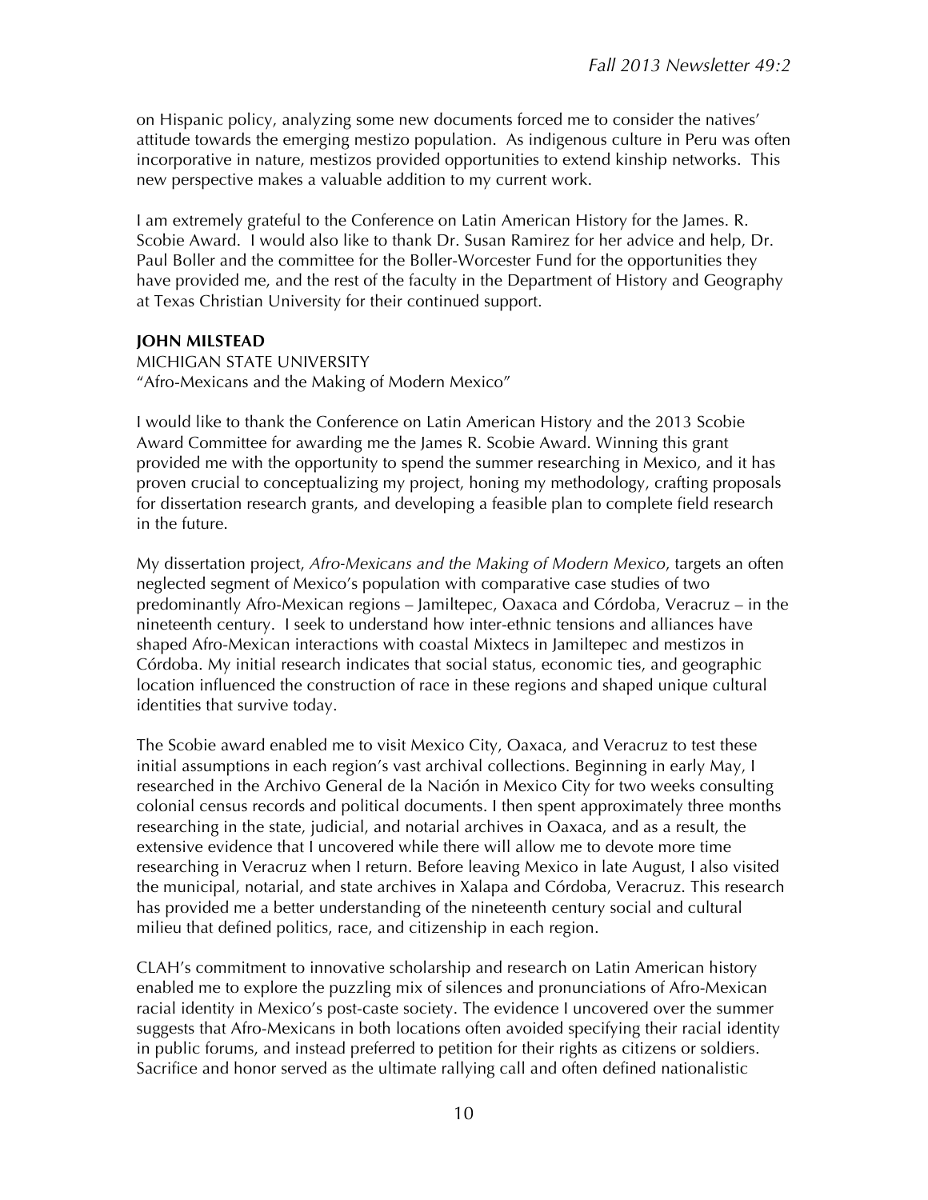on Hispanic policy, analyzing some new documents forced me to consider the natives' attitude towards the emerging mestizo population. As indigenous culture in Peru was often incorporative in nature, mestizos provided opportunities to extend kinship networks. This new perspective makes a valuable addition to my current work.

I am extremely grateful to the Conference on Latin American History for the James. R. Scobie Award. I would also like to thank Dr. Susan Ramirez for her advice and help, Dr. Paul Boller and the committee for the Boller-Worcester Fund for the opportunities they have provided me, and the rest of the faculty in the Department of History and Geography at Texas Christian University for their continued support.

**JOHN MILSTEAD**
MICHIGAN STATE UNIVERSITY
"Afro-Mexicans and the Making of Modern Mexico"

I would like to thank the Conference on Latin American History and the 2013 Scobie Award Committee for awarding me the James R. Scobie Award. Winning this grant provided me with the opportunity to spend the summer researching in Mexico, and it has proven crucial to conceptualizing my project, honing my methodology, crafting proposals for dissertation research grants, and developing a feasible plan to complete field research in the future.

My dissertation project, *Afro-Mexicans and the Making of Modern Mexico*, targets an often neglected segment of Mexico's population with comparative case studies of two predominantly Afro-Mexican regions – Jamiltepec, Oaxaca and Córdoba, Veracruz – in the nineteenth century. I seek to understand how inter-ethnic tensions and alliances have shaped Afro-Mexican interactions with coastal Mixtecs in Jamiltepec and mestizos in Córdoba. My initial research indicates that social status, economic ties, and geographic location influenced the construction of race in these regions and shaped unique cultural identities that survive today.

The Scobie award enabled me to visit Mexico City, Oaxaca, and Veracruz to test these initial assumptions in each region's vast archival collections. Beginning in early May, I researched in the Archivo General de la Nación in Mexico City for two weeks consulting colonial census records and political documents. I then spent approximately three months researching in the state, judicial, and notarial archives in Oaxaca, and as a result, the extensive evidence that I uncovered while there will allow me to devote more time researching in Veracruz when I return. Before leaving Mexico in late August, I also visited the municipal, notarial, and state archives in Xalapa and Córdoba, Veracruz. This research has provided me a better understanding of the nineteenth century social and cultural milieu that defined politics, race, and citizenship in each region.

CLAH's commitment to innovative scholarship and research on Latin American history enabled me to explore the puzzling mix of silences and pronunciations of Afro-Mexican racial identity in Mexico's post-caste society. The evidence I uncovered over the summer suggests that Afro-Mexicans in both locations often avoided specifying their racial identity in public forums, and instead preferred to petition for their rights as citizens or soldiers. Sacrifice and honor served as the ultimate rallying call and often defined nationalistic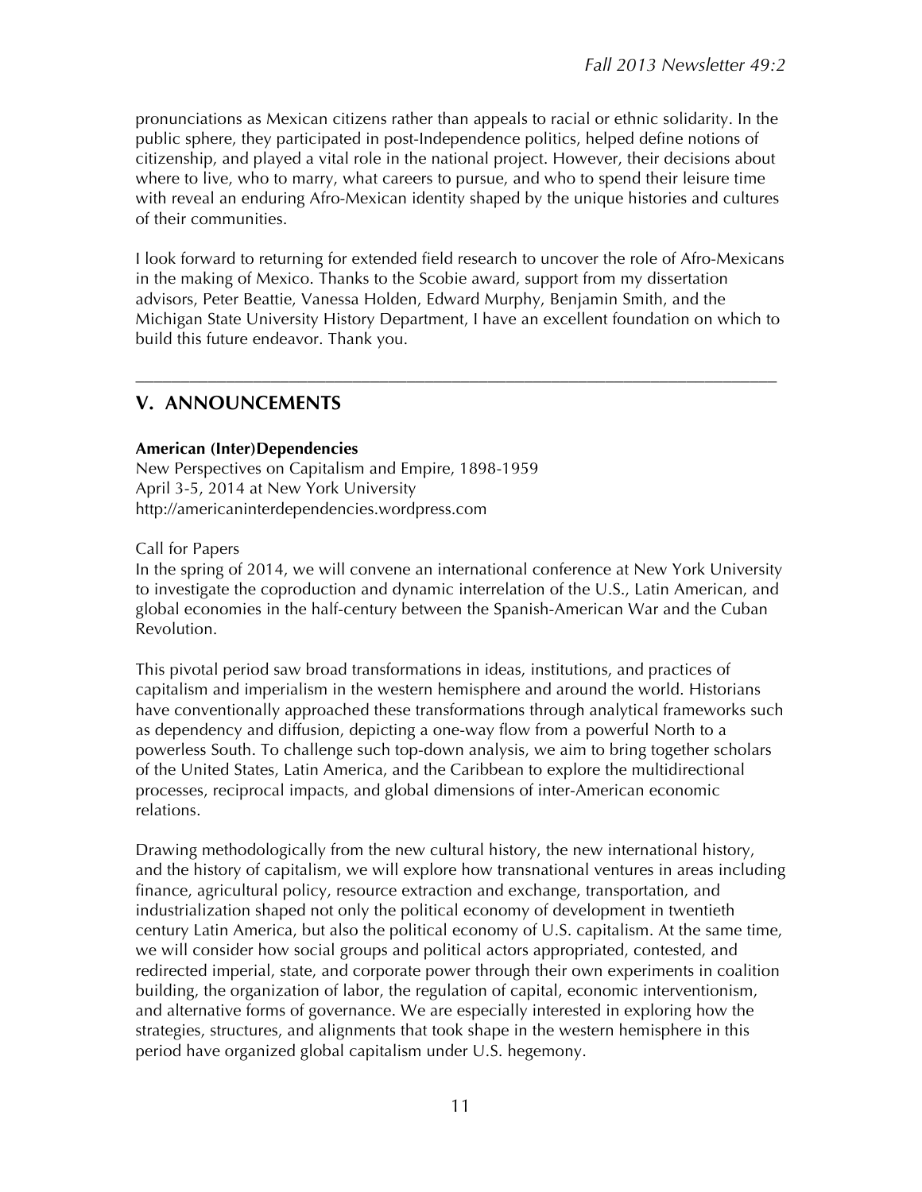pronunciations as Mexican citizens rather than appeals to racial or ethnic solidarity. In the public sphere, they participated in post-Independence politics, helped define notions of citizenship, and played a vital role in the national project. However, their decisions about where to live, who to marry, what careers to pursue, and who to spend their leisure time with reveal an enduring Afro-Mexican identity shaped by the unique histories and cultures of their communities.

I look forward to returning for extended field research to uncover the role of Afro-Mexicans in the making of Mexico. Thanks to the Scobie award, support from my dissertation advisors, Peter Beattie, Vanessa Holden, Edward Murphy, Benjamin Smith, and the Michigan State University History Department, I have an excellent foundation on which to build this future endeavor. Thank you.

---

## V. ANNOUNCEMENTS

**American (Inter)Dependencies**
New Perspectives on Capitalism and Empire, 1898-1959
April 3-5, 2014 at New York University
http://americaninterdependencies.wordpress.com

Call for Papers
In the spring of 2014, we will convene an international conference at New York University to investigate the coproduction and dynamic interrelation of the U.S., Latin American, and global economies in the half-century between the Spanish-American War and the Cuban Revolution.

This pivotal period saw broad transformations in ideas, institutions, and practices of capitalism and imperialism in the western hemisphere and around the world. Historians have conventionally approached these transformations through analytical frameworks such as dependency and diffusion, depicting a one-way flow from a powerful North to a powerless South. To challenge such top-down analysis, we aim to bring together scholars of the United States, Latin America, and the Caribbean to explore the multidirectional processes, reciprocal impacts, and global dimensions of inter-American economic relations.

Drawing methodologically from the new cultural history, the new international history, and the history of capitalism, we will explore how transnational ventures in areas including finance, agricultural policy, resource extraction and exchange, transportation, and industrialization shaped not only the political economy of development in twentieth century Latin America, but also the political economy of U.S. capitalism. At the same time, we will consider how social groups and political actors appropriated, contested, and redirected imperial, state, and corporate power through their own experiments in coalition building, the organization of labor, the regulation of capital, economic interventionism, and alternative forms of governance. We are especially interested in exploring how the strategies, structures, and alignments that took shape in the western hemisphere in this period have organized global capitalism under U.S. hegemony.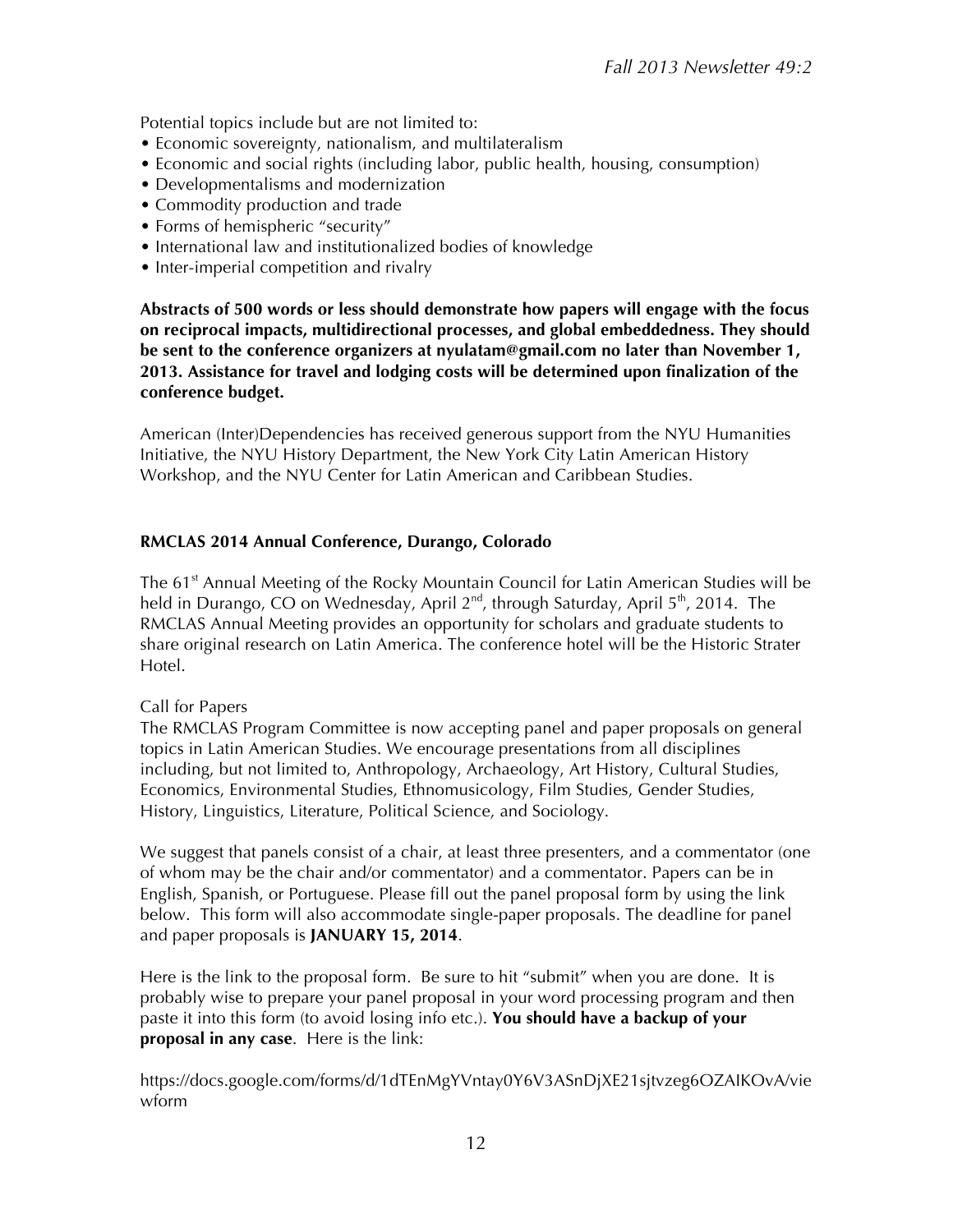Potential topics include but are not limited to:

- Economic sovereignty, nationalism, and multilateralism
- Economic and social rights (including labor, public health, housing, consumption)
- Developmentalisms and modernization
- Commodity production and trade
- Forms of hemispheric "security"
- International law and institutionalized bodies of knowledge
- Inter-imperial competition and rivalry

**Abstracts of 500 words or less should demonstrate how papers will engage with the focus on reciprocal impacts, multidirectional processes, and global embeddedness. They should be sent to the conference organizers at nyulatam@gmail.com no later than November 1, 2013. Assistance for travel and lodging costs will be determined upon finalization of the conference budget.**

American (Inter)Dependencies has received generous support from the NYU Humanities Initiative, the NYU History Department, the New York City Latin American History Workshop, and the NYU Center for Latin American and Caribbean Studies.

**RMCLAS 2014 Annual Conference, Durango, Colorado**

The 61st Annual Meeting of the Rocky Mountain Council for Latin American Studies will be held in Durango, CO on Wednesday, April 2nd, through Saturday, April 5th, 2014. The RMCLAS Annual Meeting provides an opportunity for scholars and graduate students to share original research on Latin America. The conference hotel will be the Historic Strater Hotel.

Call for Papers

The RMCLAS Program Committee is now accepting panel and paper proposals on general topics in Latin American Studies. We encourage presentations from all disciplines including, but not limited to, Anthropology, Archaeology, Art History, Cultural Studies, Economics, Environmental Studies, Ethnomusicology, Film Studies, Gender Studies, History, Linguistics, Literature, Political Science, and Sociology.

We suggest that panels consist of a chair, at least three presenters, and a commentator (one of whom may be the chair and/or commentator) and a commentator. Papers can be in English, Spanish, or Portuguese. Please fill out the panel proposal form by using the link below. This form will also accommodate single-paper proposals. The deadline for panel and paper proposals is **JANUARY 15, 2014**.

Here is the link to the proposal form. Be sure to hit "submit" when you are done. It is probably wise to prepare your panel proposal in your word processing program and then paste it into this form (to avoid losing info etc.). **You should have a backup of your proposal in any case**. Here is the link:

https://docs.google.com/forms/d/1dTEnMgYVntay0Y6V3ASnDjXE21sjtvzeg6OZAIKOvA/viewform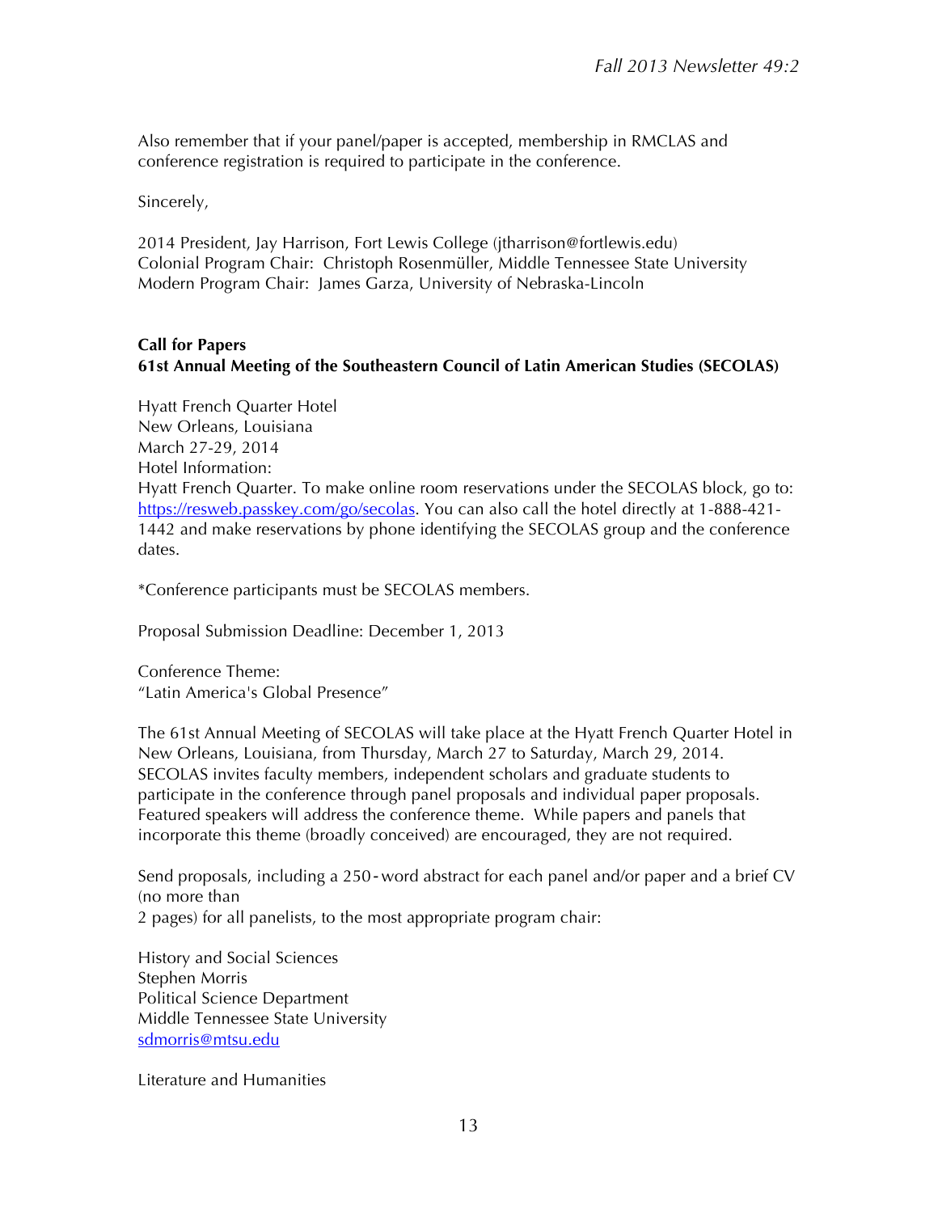Also remember that if your panel/paper is accepted, membership in RMCLAS and conference registration is required to participate in the conference.

Sincerely,

2014 President, Jay Harrison, Fort Lewis College (jtharrison@fortlewis.edu)
Colonial Program Chair: Christoph Rosenmüller, Middle Tennessee State University
Modern Program Chair: James Garza, University of Nebraska-Lincoln

**Call for Papers**
**61st Annual Meeting of the Southeastern Council of Latin American Studies (SECOLAS)**

Hyatt French Quarter Hotel
New Orleans, Louisiana
March 27-29, 2014
Hotel Information:
Hyatt French Quarter. To make online room reservations under the SECOLAS block, go to: https://resweb.passkey.com/go/secolas. You can also call the hotel directly at 1-888-421-1442 and make reservations by phone identifying the SECOLAS group and the conference dates.

*Conference participants must be SECOLAS members.

Proposal Submission Deadline: December 1, 2013

Conference Theme:
"Latin America's Global Presence"

The 61st Annual Meeting of SECOLAS will take place at the Hyatt French Quarter Hotel in New Orleans, Louisiana, from Thursday, March 27 to Saturday, March 29, 2014. SECOLAS invites faculty members, independent scholars and graduate students to participate in the conference through panel proposals and individual paper proposals. Featured speakers will address the conference theme. While papers and panels that incorporate this theme (broadly conceived) are encouraged, they are not required.

Send proposals, including a 250-word abstract for each panel and/or paper and a brief CV (no more than 2 pages) for all panelists, to the most appropriate program chair:

History and Social Sciences
Stephen Morris
Political Science Department
Middle Tennessee State University
sdmorris@mtsu.edu

Literature and Humanities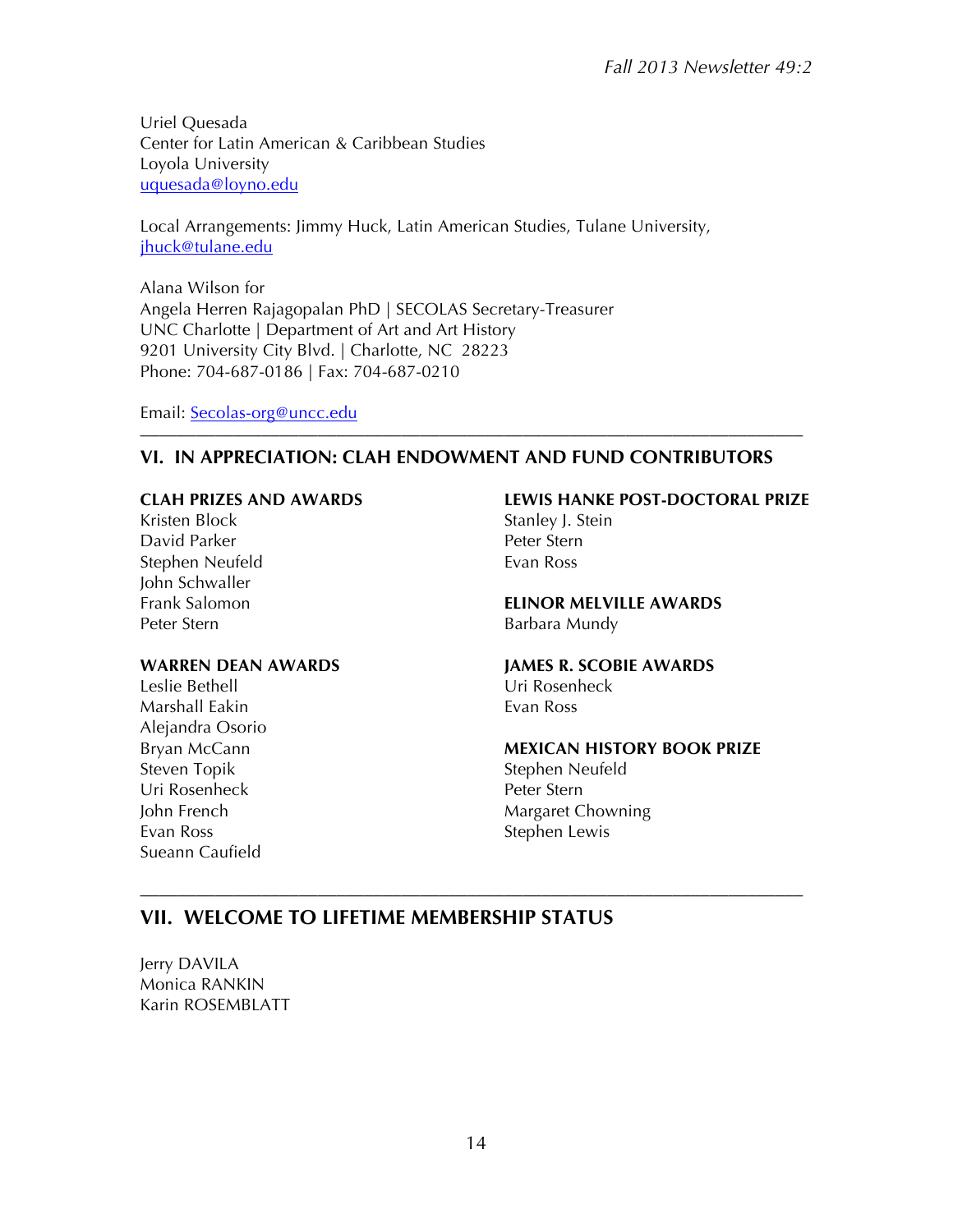Uriel Quesada
Center for Latin American & Caribbean Studies
Loyola University
uquesada@loyno.edu

Local Arrangements: Jimmy Huck, Latin American Studies, Tulane University, jhuck@tulane.edu

Alana Wilson for
Angela Herren Rajagopalan PhD | SECOLAS Secretary-Treasurer
UNC Charlotte | Department of Art and Art History
9201 University City Blvd. | Charlotte, NC 28223
Phone: 704-687-0186 | Fax: 704-687-0210

Email: Secolas-org@uncc.edu

---

## VI. IN APPRECIATION: CLAH ENDOWMENT AND FUND CONTRIBUTORS

**CLAH PRIZES AND AWARDS**
Kristen Block
David Parker
Stephen Neufeld
John Schwaller
Frank Salomon
Peter Stern

**WARREN DEAN AWARDS**
Leslie Bethell
Marshall Eakin
Alejandra Osorio
Bryan McCann
Steven Topik
Uri Rosenheck
John French
Evan Ross
Sueann Caufield

**LEWIS HANKE POST-DOCTORAL PRIZE**
Stanley J. Stein
Peter Stern
Evan Ross

**ELINOR MELVILLE AWARDS**
Barbara Mundy

**JAMES R. SCOBIE AWARDS**
Uri Rosenheck
Evan Ross

**MEXICAN HISTORY BOOK PRIZE**
Stephen Neufeld
Peter Stern
Margaret Chowning
Stephen Lewis

---

## VII. WELCOME TO LIFETIME MEMBERSHIP STATUS

Jerry DAVILA
Monica RANKIN
Karin ROSEMBLATT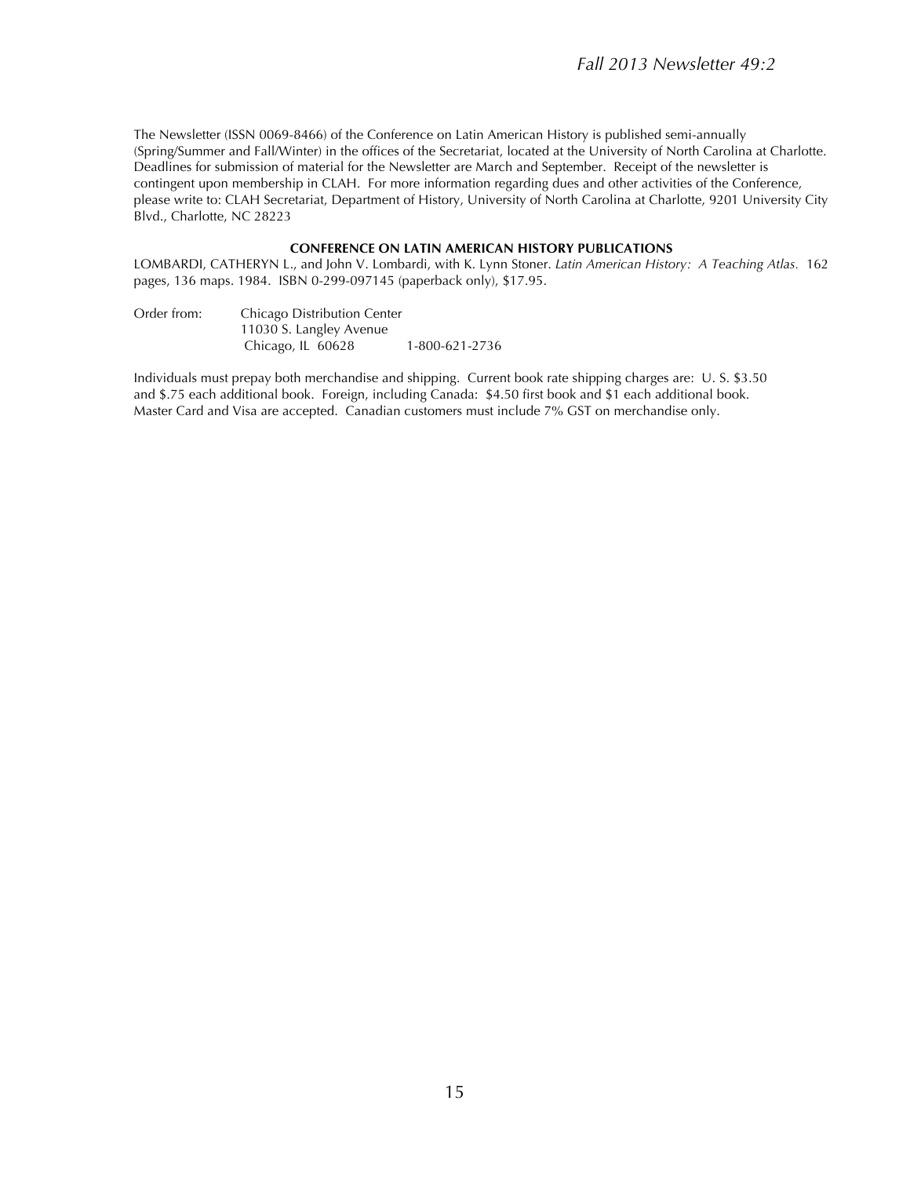The Newsletter (ISSN 0069-8466) of the Conference on Latin American History is published semi-annually (Spring/Summer and Fall/Winter) in the offices of the Secretariat, located at the University of North Carolina at Charlotte. Deadlines for submission of material for the Newsletter are March and September. Receipt of the newsletter is contingent upon membership in CLAH. For more information regarding dues and other activities of the Conference, please write to: CLAH Secretariat, Department of History, University of North Carolina at Charlotte, 9201 University City Blvd., Charlotte, NC 28223

**CONFERENCE ON LATIN AMERICAN HISTORY PUBLICATIONS**

LOMBARDI, CATHERYN L., and John V. Lombardi, with K. Lynn Stoner. *Latin American History: A Teaching Atlas.* 162 pages, 136 maps. 1984. ISBN 0-299-097145 (paperback only), $17.95.

Order from: Chicago Distribution Center
11030 S. Langley Avenue
Chicago, IL 60628 1-800-621-2736

Individuals must prepay both merchandise and shipping. Current book rate shipping charges are: U. S. $3.50 and $.75 each additional book. Foreign, including Canada: $4.50 first book and $1 each additional book. Master Card and Visa are accepted. Canadian customers must include 7% GST on merchandise only.